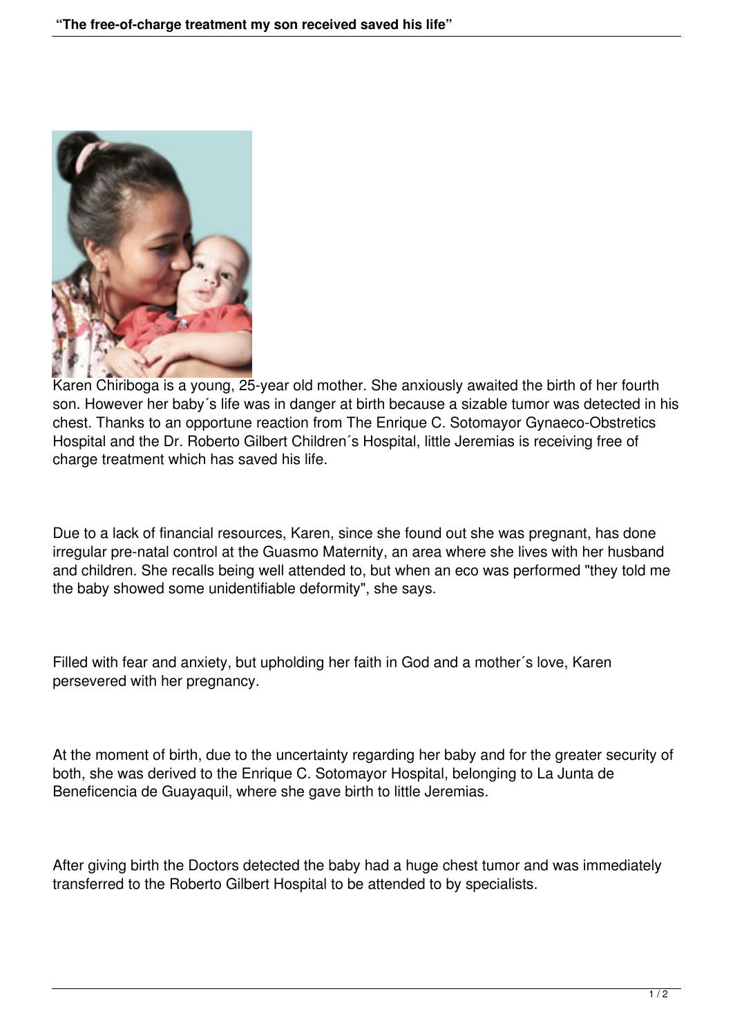Karen Chiriboga is a young, 25-year old mother. She anxiously awaited the birth of her fourth son. However her baby´s life was in danger at birth because a sizable tumor was detected in his chest. Thanks to an opportune reaction from The Enrique C. Sotomayor Gynaeco-Obstretics Hospital and the Dr. Roberto Gilbert Children´s Hospital, little Jeremias is receiving free of charge treatment which has saved his life.

Due to a lack of financial resources, Karen, since she found out she was pregnant, has done irregular pre-natal control at the Guasmo Maternity, an area where she lives with her husband and children. She recalls being well attended to, but when an eco was performed "they told me the baby showed some unidentifiable deformity", she says.

Filled with fear and anxiety, but upholding her faith in God and a mother´s love, Karen persevered with her pregnancy.

At the moment of birth, due to the uncertainty regarding her baby and for the greater security of both, she was derived to the Enrique C. Sotomayor Hospital, belonging to La Junta de Beneficencia de Guayaquil, where she gave birth to little Jeremias.

After giving birth the Doctors detected the baby had a huge chest tumor and was immediately transferred to the Roberto Gilbert Hospital to be attended to by specialists.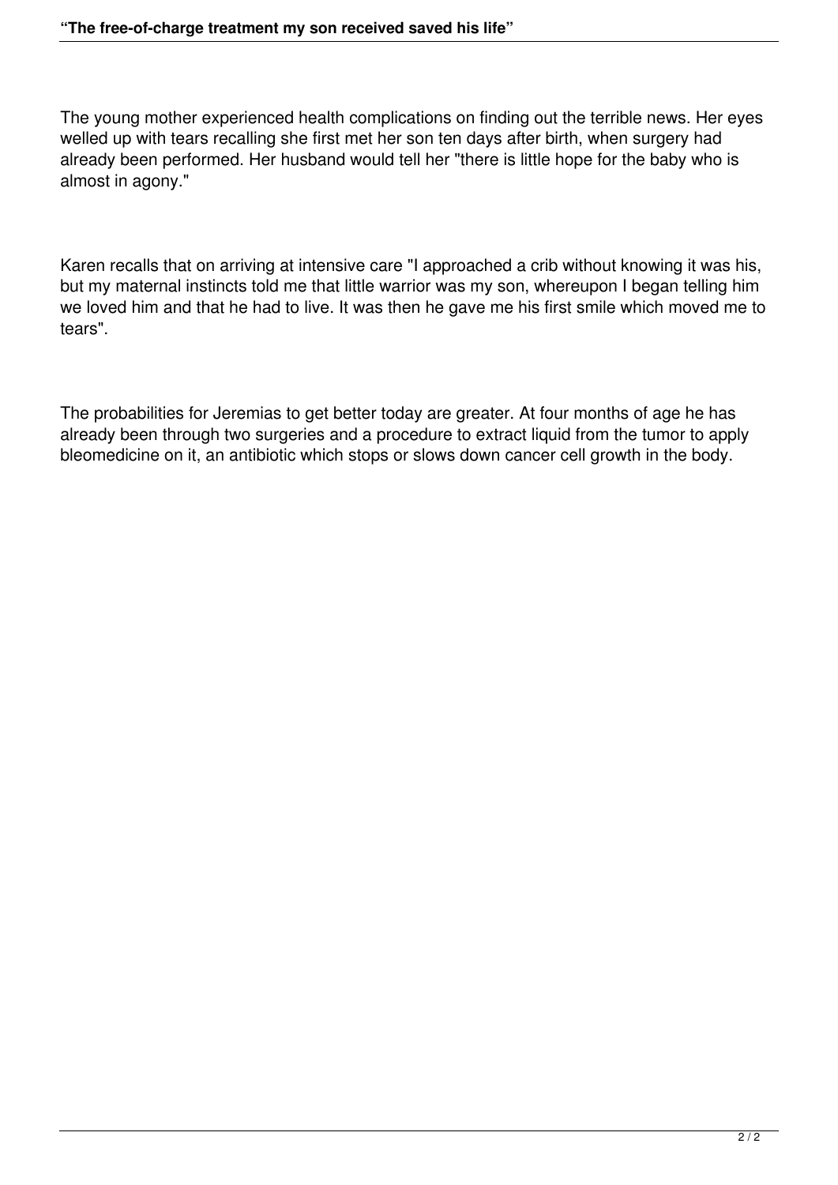The young mother experienced health complications on finding out the terrible news. Her eyes welled up with tears recalling she first met her son ten days after birth, when surgery had already been performed. Her husband would tell her "there is little hope for the baby who is almost in agony."

Karen recalls that on arriving at intensive care "I approached a crib without knowing it was his, but my maternal instincts told me that little warrior was my son, whereupon I began telling him we loved him and that he had to live. It was then he gave me his first smile which moved me to tears".

The probabilities for Jeremias to get better today are greater. At four months of age he has already been through two surgeries and a procedure to extract liquid from the tumor to apply bleomedicine on it, an antibiotic which stops or slows down cancer cell growth in the body.